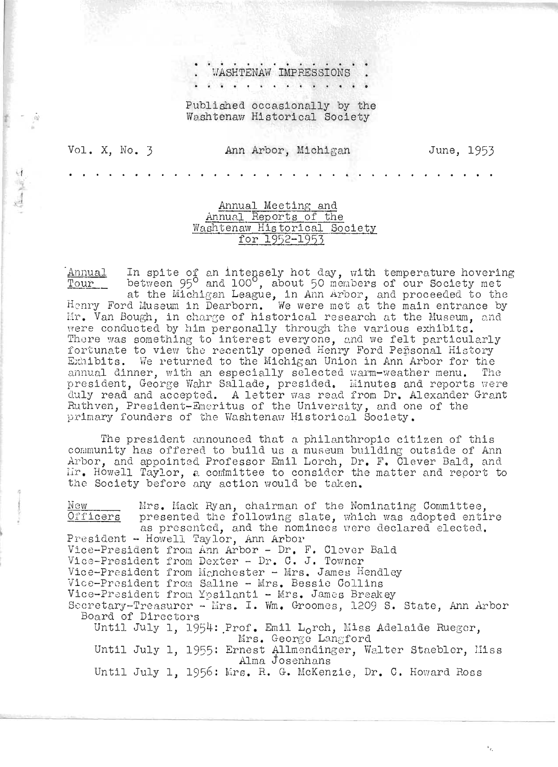# WASHTENAW IMPRESSIONS

Published occasionally by the Washtenaw Historical Society

Vol. X, No. 3 — Ann Arbor, Michigan — June, 1953

## Annual Meeting and Annual Reports of the Washtenaw Historical Society for 1952-1953

**Annual Tour** In spite of an intensely hot day, with temperature hovering between 95° and 100°, about 50 members of our Society met at the Michigan League, in Ann Arbor, and proceeded to the Henry Ford Museum in Dearborn. We were met at the main entrance by Mr. Van Bough, in charge of historical research at the Museum, and were conducted by him personally through the various exhibits. There was something to interest everyone, and we felt particularly fortunate to view the recently opened Henry Ford Personal History Exhibits. We returned to the Michigan Union in Ann Arbor for the annual dinner, with an especially selected warm-weather menu. The president, George Wahr Sallade, presided. Minutes and reports were duly read and accepted. A letter was read from Dr. Alexander Grant Ruthven, President-Emeritus of the University, and one of the primary founders of the Washtenaw Historical Society.

The president announced that a philanthropic citizen of this community has offered to build us a museum building outside of Ann Arbor, and appointed Professor Emil Lorch, Dr. F. Clever Bald, and Mr. Howell Taylor, a committee to consider the matter and report to the Society before any action would be taken.

**New Officers** Mrs. Mack Ryan, chairman of the Nominating Committee, presented the following slate, which was adopted entire as presented, and the nominees were declared elected.

President - Howell Taylor, Ann Arbor
Vice-President from Ann Arbor - Dr. F. Clever Bald
Vice-President from Dexter - Dr. C. J. Towner
Vice-President from Manchester - Mrs. James Hendley
Vice-President from Saline - Mrs. Bessie Collins
Vice-President from Ypsilanti - Mrs. James Breakey
Secretary-Treasurer - Mrs. I. Wm. Groomes, 1209 S. State, Ann Arbor
Board of Directors
Until July 1, 1954: Prof. Emil Lorch, Miss Adelaide Rueger, Mrs. George Langford
Until July 1, 1955: Ernest Allmendinger, Walter Staebler, Miss Alma Josenhans
Until July 1, 1956: Mrs. R. G. McKenzie, Dr. C. Howard Ross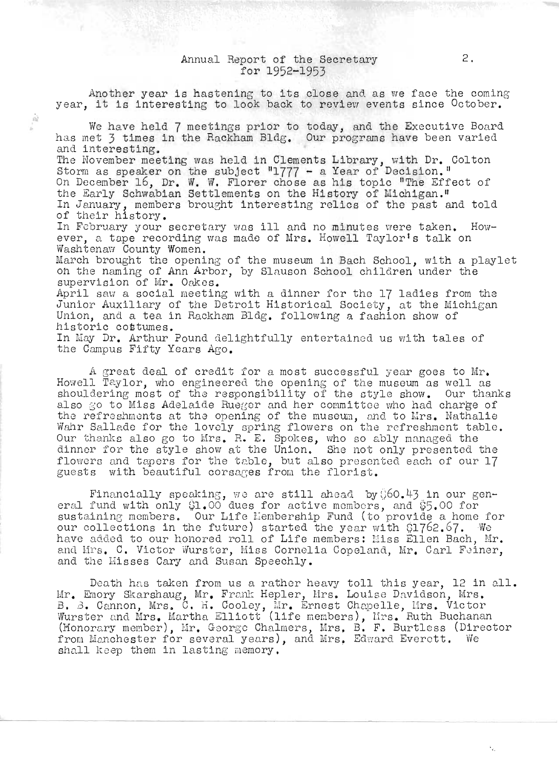# Annual Report of the Secretary for 1952-1953

Another year is hastening to its close and as we face the coming year, it is interesting to look back to review events since October.

We have held 7 meetings prior to today, and the Executive Board has met 3 times in the Rackham Bldg. Our programs have been varied and interesting.

The November meeting was held in Clements Library, with Dr. Colton Storm as speaker on the subject "1777 - a Year of Decision."

On December 16, Dr. W. W. Florer chose as his topic "The Effect of the Early Schwabian Settlements on the History of Michigan."

In January, members brought interesting relics of the past and told of their history.

In February your secretary was ill and no minutes were taken. However, a tape recording was made of Mrs. Howell Taylor's talk on Washtenaw County Women.

March brought the opening of the museum in Bach School, with a playlet on the naming of Ann Arbor, by Slauson School children under the supervision of Mr. Oakes.

April saw a social meeting with a dinner for the 17 ladies from the Junior Auxiliary of the Detroit Historical Society, at the Michigan Union, and a tea in Rackham Bldg. following a fashion show of historic costumes.

In May Dr. Arthur Pound delightfully entertained us with tales of the Campus Fifty Years Ago.

A great deal of credit for a most successful year goes to Mr. Howell Taylor, who engineered the opening of the museum as well as shouldering most of the responsibility of the style show. Our thanks also go to Miss Adelaide Rueger and her committee who had charge of the refreshments at the opening of the museum, and to Mrs. Nathalie Wahr Sallade for the lovely spring flowers on the refreshment table. Our thanks also go to Mrs. R. E. Spokes, who so ably managed the dinner for the style show at the Union. She not only presented the flowers and tapers for the table, but also presented each of our 17 guests with beautiful corsages from the florist.

Financially speaking, we are still ahead by $60.43 in our general fund with only $1.00 dues for active members, and $5.00 for sustaining members. Our Life Membership Fund (to provide a home for our collections in the future) started the year with $1762.67. We have added to our honored roll of Life members: Miss Ellen Bach, Mr. and Mrs. C. Victor Wurster, Miss Cornelia Copeland, Mr. Carl Feiner, and the Misses Cary and Susan Speechly.

Death has taken from us a rather heavy toll this year, 12 in all. Mr. Emory Skarshaug, Mr. Frank Hepler, Mrs. Louise Davidson, Mrs. B. B. Cannon, Mrs. C. H. Cooley, Mr. Ernest Chapelle, Mrs. Victor Wurster and Mrs. Martha Elliott (life members), Mrs. Ruth Buchanan (Honorary member), Mr. George Chalmers, Mrs. B. F. Burtless (Director from Manchester for several years), and Mrs. Edward Everett. We shall keep them in lasting memory.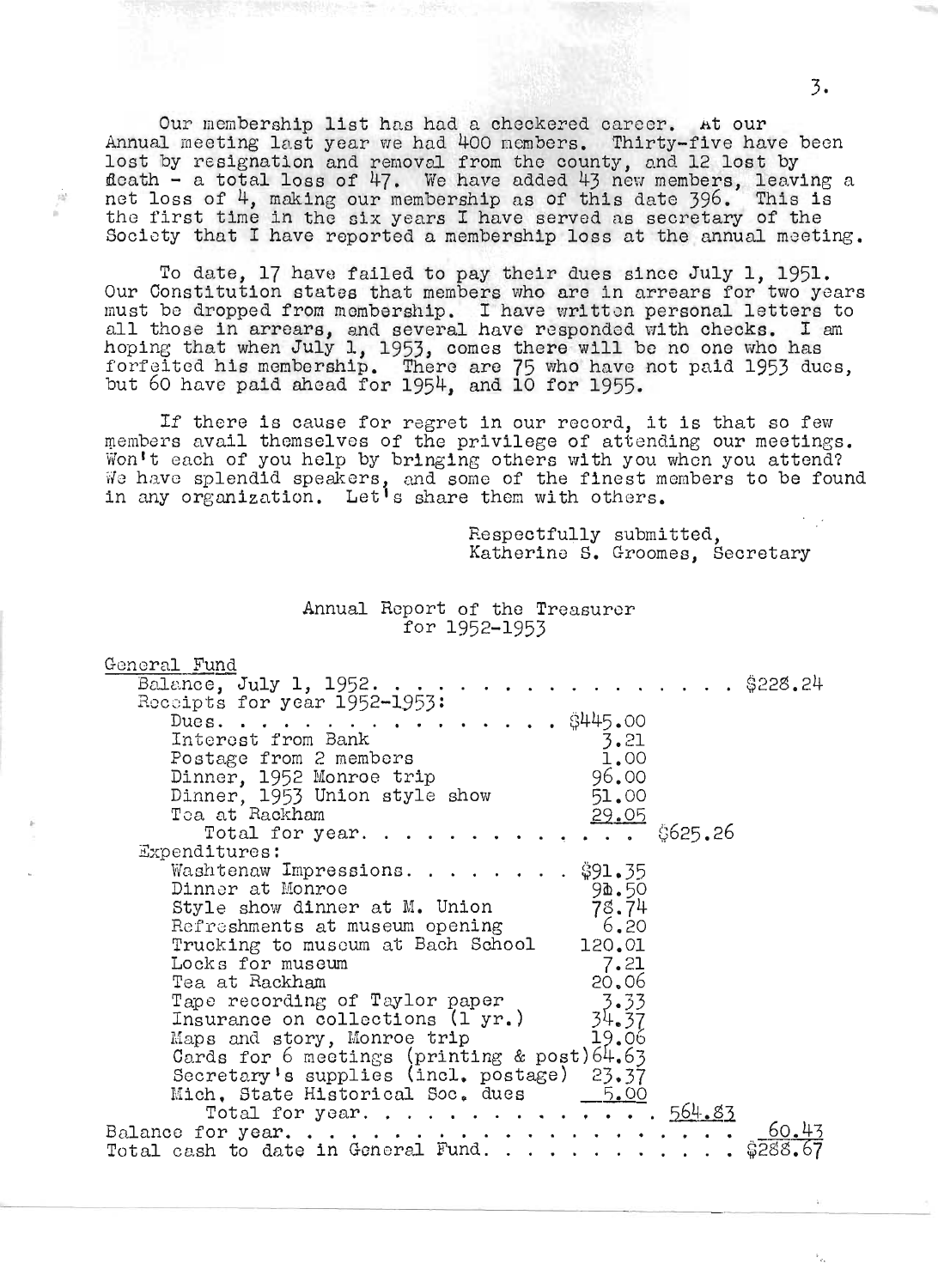Our membership list has had a checkered career. At our Annual meeting last year we had 400 members. Thirty-five have been lost by resignation and removal from the county, and 12 lost by death - a total loss of 47. We have added 43 new members, leaving a net loss of 4, making our membership as of this date 396. This is the first time in the six years I have served as secretary of the Society that I have reported a membership loss at the annual meeting.

To date, 17 have failed to pay their dues since July 1, 1951. Our Constitution states that members who are in arrears for two years must be dropped from membership. I have written personal letters to all those in arrears, and several have responded with checks. I am hoping that when July 1, 1953, comes there will be no one who has forfeited his membership. There are 75 who have not paid 1953 dues, but 60 have paid ahead for 1954, and 10 for 1955.

If there is cause for regret in our record, it is that so few members avail themselves of the privilege of attending our meetings. Won't each of you help by bringing others with you when you attend? We have splendid speakers, and some of the finest members to be found in any organization. Let's share them with others.

Respectfully submitted,
Katherine S. Groomes, Secretary

## Annual Report of the Treasurer for 1952-1953

General Fund

| | | |
|---|---|---|
| Balance, July 1, 1952. . . . . . . . . . . . . . . . | | $228.24 |
| Receipts for year 1952-1953: | | |
| Dues. . . . . . . . . . . . . . . | $445.00 | |
| Interest from Bank | 3.21 | |
| Postage from 2 members | 1.00 | |
| Dinner, 1952 Monroe trip | 96.00 | |
| Dinner, 1953 Union style show | 51.00 | |
| Tea at Rackham | 29.05 | |
| Total for year. . . . . . . . . . . . | $625.26 | |
| Expenditures: | | |
| Washtenaw Impressions. . . . . . . . | $91.35 | |
| Dinner at Monroe | 91.50 | |
| Style show dinner at M. Union | 78.74 | |
| Refreshments at museum opening | 6.20 | |
| Trucking to museum at Bach School | 120.01 | |
| Locks for museum | 7.21 | |
| Tea at Rackham | 20.06 | |
| Tape recording of Taylor paper | 3.33 | |
| Insurance on collections (1 yr.) | 34.37 | |
| Maps and story, Monroe trip | 19.06 | |
| Cards for 6 meetings (printing & post) | 64.63 | |
| Secretary's supplies (incl. postage) | 23.37 | |
| Mich. State Historical Soc. dues | 5.00 | |
| Total for year. . . . . . . . . . . . . . . | 564.83 | |
| Balance for year. . . . . . . . . . . . . . . . . . | | 60.43 |
| Total cash to date in General Fund. . . . . . . . . . . | | $288.67 |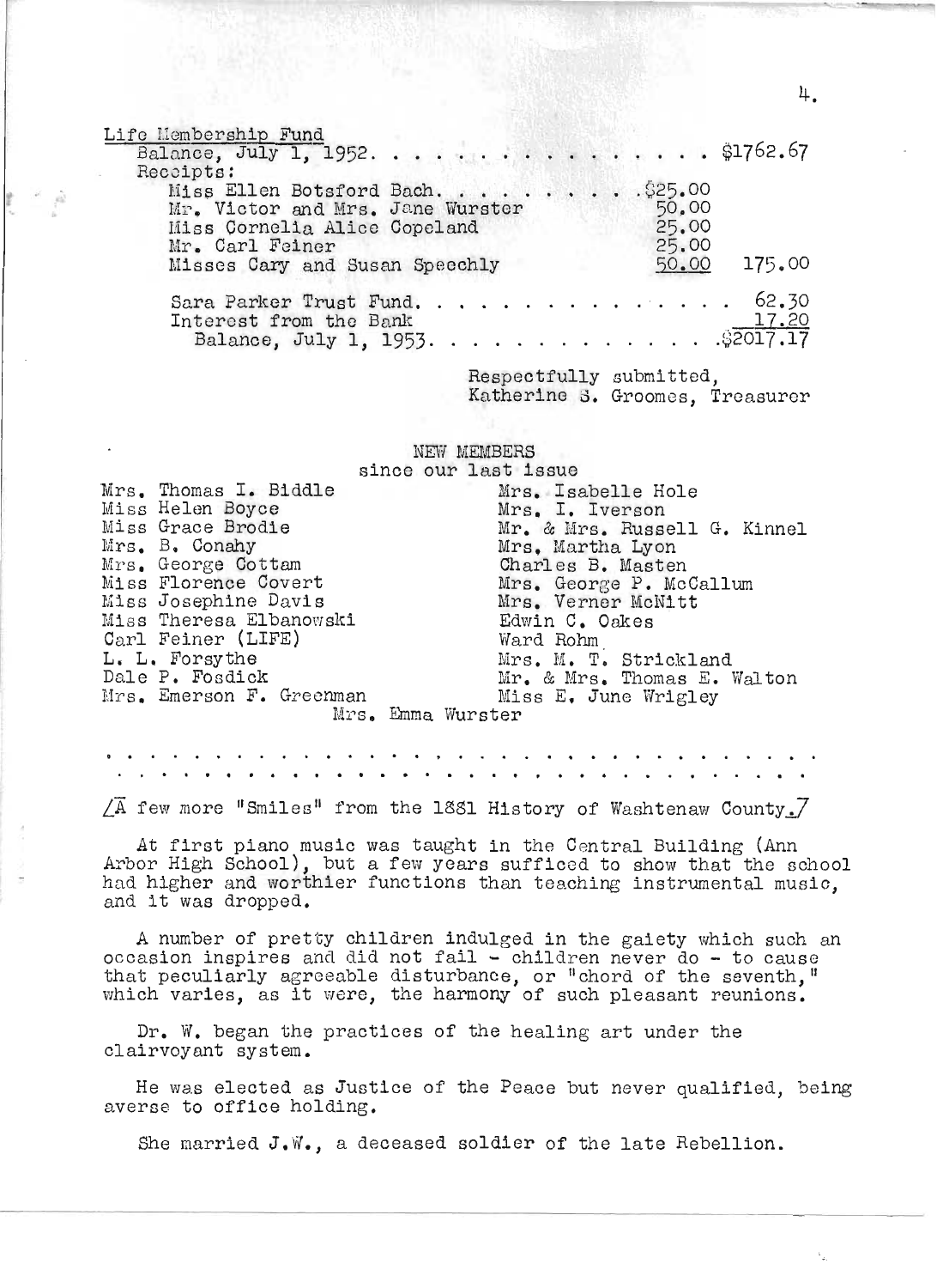Life Membership Fund

| | | |
|---|---|---|
| Balance, July 1, 1952. . . . . . . . . . . . . . . . . | | $1762.67 |
| Receipts: | | |
| Miss Ellen Botsford Bach. . . . . . . . . . | $25.00 | |
| Mr. Victor and Mrs. Jane Wurster | 50.00 | |
| Miss Cornelia Alice Copeland | 25.00 | |
| Mr. Carl Feiner | 25.00 | |
| Misses Cary and Susan Speechly | 50.00 | 175.00 |
| Sara Parker Trust Fund. . . . . . . . . . . . . . . | | 62.30 |
| Interest from the Bank | | 17.20 |
| Balance, July 1, 1953. . . . . . . . . . . . . . | | $2017.17 |

Respectfully submitted,
Katherine S. Groomes, Treasurer

## NEW MEMBERS
since our last issue

Mrs. Thomas I. Biddle
Miss Helen Boyce
Miss Grace Brodie
Mrs. B. Conahy
Mrs. George Cottam
Miss Florence Covert
Miss Josephine Davis
Miss Theresa Elbanowski
Carl Feiner (LIFE)
L. L. Forsythe
Dale P. Fosdick
Mrs. Emerson F. Greenman
Mrs. Isabelle Hole
Mrs. I. Iverson
Mr. & Mrs. Russell G. Kinnel
Mrs. Martha Lyon
Charles B. Masten
Mrs. George P. McCallum
Mrs. Verner McNitt
Edwin C. Oakes
Ward Rohm
Mrs. M. T. Strickland
Mr. & Mrs. Thomas E. Walton
Miss E. June Wrigley
Mrs. Emma Wurster

. . . . . . . . . . . . . . . . . . . . . . . . . . . . . . . . . . . . .

/A few more "Smiles" from the 1881 History of Washtenaw County./

At first piano music was taught in the Central Building (Ann Arbor High School), but a few years sufficed to show that the school had higher and worthier functions than teaching instrumental music, and it was dropped.

A number of pretty children indulged in the gaiety which such an occasion inspires and did not fail - children never do - to cause that peculiarly agreeable disturbance, or "chord of the seventh," which varies, as it were, the harmony of such pleasant reunions.

Dr. W. began the practices of the healing art under the clairvoyant system.

He was elected as Justice of the Peace but never qualified, being averse to office holding.

She married J.W., a deceased soldier of the late Rebellion.